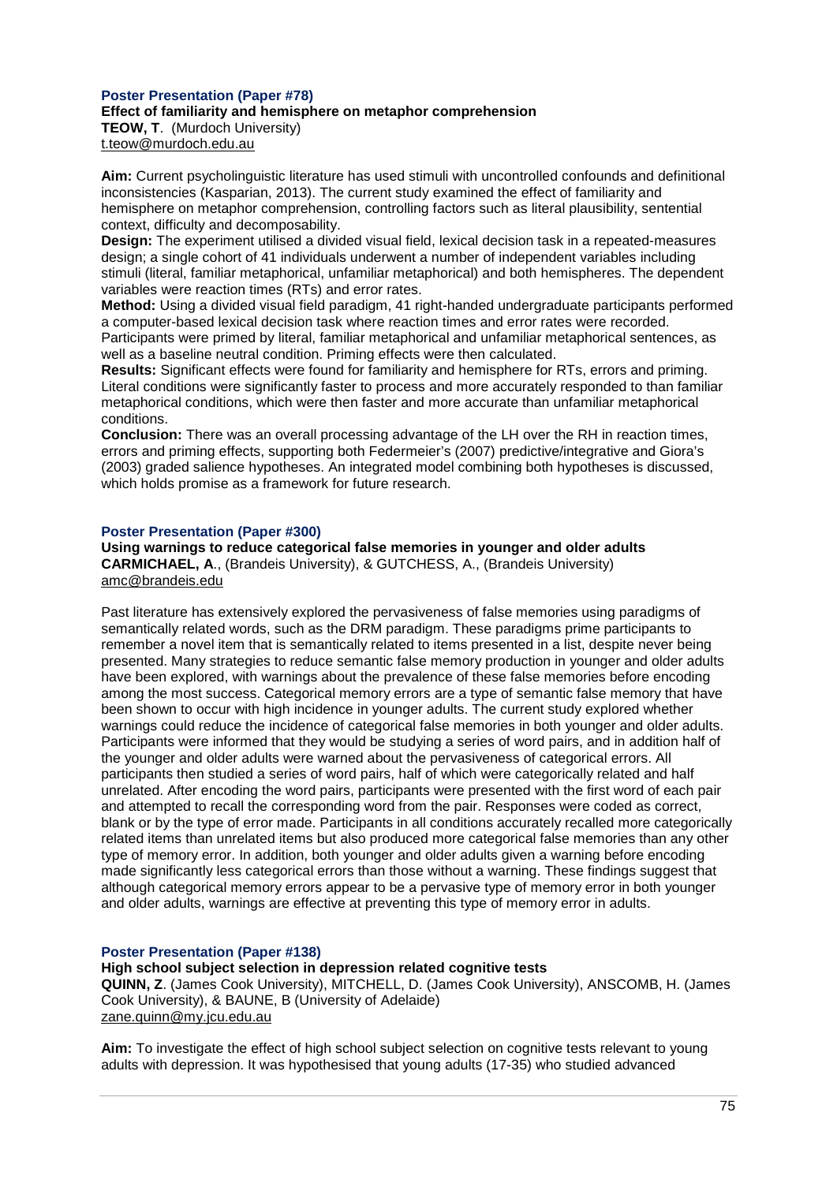### Poster Presentation (Paper #78)

**Effect of familiarity and hemisphere on metaphor comprehension**
**TEOW, T**. (Murdoch University)
t.teow@murdoch.edu.au

**Aim:** Current psycholinguistic literature has used stimuli with uncontrolled confounds and definitional inconsistencies (Kasparian, 2013). The current study examined the effect of familiarity and hemisphere on metaphor comprehension, controlling factors such as literal plausibility, sentential context, difficulty and decomposability.
**Design:** The experiment utilised a divided visual field, lexical decision task in a repeated-measures design; a single cohort of 41 individuals underwent a number of independent variables including stimuli (literal, familiar metaphorical, unfamiliar metaphorical) and both hemispheres. The dependent variables were reaction times (RTs) and error rates.
**Method:** Using a divided visual field paradigm, 41 right-handed undergraduate participants performed a computer-based lexical decision task where reaction times and error rates were recorded. Participants were primed by literal, familiar metaphorical and unfamiliar metaphorical sentences, as well as a baseline neutral condition. Priming effects were then calculated.
**Results:** Significant effects were found for familiarity and hemisphere for RTs, errors and priming. Literal conditions were significantly faster to process and more accurately responded to than familiar metaphorical conditions, which were then faster and more accurate than unfamiliar metaphorical conditions.
**Conclusion:** There was an overall processing advantage of the LH over the RH in reaction times, errors and priming effects, supporting both Federmeier's (2007) predictive/integrative and Giora's (2003) graded salience hypotheses. An integrated model combining both hypotheses is discussed, which holds promise as a framework for future research.

### Poster Presentation (Paper #300)

**Using warnings to reduce categorical false memories in younger and older adults**
**CARMICHAEL, A**., (Brandeis University), & GUTCHESS, A., (Brandeis University)
amc@brandeis.edu

Past literature has extensively explored the pervasiveness of false memories using paradigms of semantically related words, such as the DRM paradigm. These paradigms prime participants to remember a novel item that is semantically related to items presented in a list, despite never being presented. Many strategies to reduce semantic false memory production in younger and older adults have been explored, with warnings about the prevalence of these false memories before encoding among the most success. Categorical memory errors are a type of semantic false memory that have been shown to occur with high incidence in younger adults. The current study explored whether warnings could reduce the incidence of categorical false memories in both younger and older adults. Participants were informed that they would be studying a series of word pairs, and in addition half of the younger and older adults were warned about the pervasiveness of categorical errors. All participants then studied a series of word pairs, half of which were categorically related and half unrelated. After encoding the word pairs, participants were presented with the first word of each pair and attempted to recall the corresponding word from the pair. Responses were coded as correct, blank or by the type of error made. Participants in all conditions accurately recalled more categorically related items than unrelated items but also produced more categorical false memories than any other type of memory error. In addition, both younger and older adults given a warning before encoding made significantly less categorical errors than those without a warning. These findings suggest that although categorical memory errors appear to be a pervasive type of memory error in both younger and older adults, warnings are effective at preventing this type of memory error in adults.

### Poster Presentation (Paper #138)

**High school subject selection in depression related cognitive tests**
**QUINN, Z**. (James Cook University), MITCHELL, D. (James Cook University), ANSCOMB, H. (James Cook University), & BAUNE, B (University of Adelaide)
zane.quinn@my.jcu.edu.au

**Aim:** To investigate the effect of high school subject selection on cognitive tests relevant to young adults with depression. It was hypothesised that young adults (17-35) who studied advanced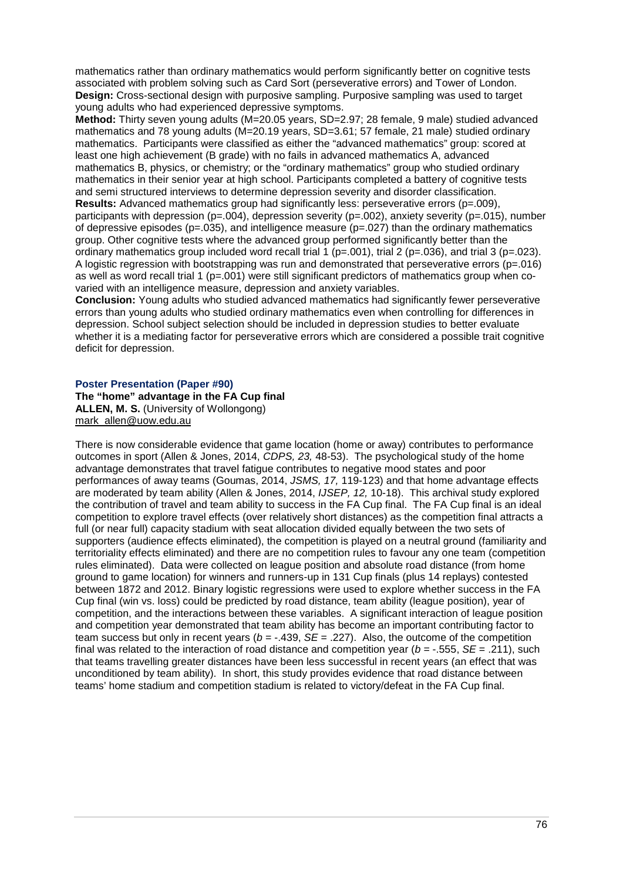mathematics rather than ordinary mathematics would perform significantly better on cognitive tests associated with problem solving such as Card Sort (perseverative errors) and Tower of London.

**Design:** Cross-sectional design with purposive sampling. Purposive sampling was used to target young adults who had experienced depressive symptoms.

**Method:** Thirty seven young adults (M=20.05 years, SD=2.97; 28 female, 9 male) studied advanced mathematics and 78 young adults (M=20.19 years, SD=3.61; 57 female, 21 male) studied ordinary mathematics. Participants were classified as either the "advanced mathematics" group: scored at least one high achievement (B grade) with no fails in advanced mathematics A, advanced mathematics B, physics, or chemistry; or the "ordinary mathematics" group who studied ordinary mathematics in their senior year at high school. Participants completed a battery of cognitive tests and semi structured interviews to determine depression severity and disorder classification.

**Results:** Advanced mathematics group had significantly less: perseverative errors (p=.009), participants with depression (p=.004), depression severity (p=.002), anxiety severity (p=.015), number of depressive episodes (p=.035), and intelligence measure (p=.027) than the ordinary mathematics group. Other cognitive tests where the advanced group performed significantly better than the ordinary mathematics group included word recall trial 1 (p=.001), trial 2 (p=.036), and trial 3 (p=.023). A logistic regression with bootstrapping was run and demonstrated that perseverative errors (p=.016) as well as word recall trial 1 (p=.001) were still significant predictors of mathematics group when co-varied with an intelligence measure, depression and anxiety variables.

**Conclusion:** Young adults who studied advanced mathematics had significantly fewer perseverative errors than young adults who studied ordinary mathematics even when controlling for differences in depression. School subject selection should be included in depression studies to better evaluate whether it is a mediating factor for perseverative errors which are considered a possible trait cognitive deficit for depression.

### Poster Presentation (Paper #90)

**The "home" advantage in the FA Cup final**
**ALLEN, M. S.** (University of Wollongong)
mark_allen@uow.edu.au

There is now considerable evidence that game location (home or away) contributes to performance outcomes in sport (Allen & Jones, 2014, *CDPS, 23,* 48-53). The psychological study of the home advantage demonstrates that travel fatigue contributes to negative mood states and poor performances of away teams (Goumas, 2014, *JSMS, 17,* 119-123) and that home advantage effects are moderated by team ability (Allen & Jones, 2014, *IJSEP, 12,* 10-18). This archival study explored the contribution of travel and team ability to success in the FA Cup final. The FA Cup final is an ideal competition to explore travel effects (over relatively short distances) as the competition final attracts a full (or near full) capacity stadium with seat allocation divided equally between the two sets of supporters (audience effects eliminated), the competition is played on a neutral ground (familiarity and territoriality effects eliminated) and there are no competition rules to favour any one team (competition rules eliminated). Data were collected on league position and absolute road distance (from home ground to game location) for winners and runners-up in 131 Cup finals (plus 14 replays) contested between 1872 and 2012. Binary logistic regressions were used to explore whether success in the FA Cup final (win vs. loss) could be predicted by road distance, team ability (league position), year of competition, and the interactions between these variables. A significant interaction of league position and competition year demonstrated that team ability has become an important contributing factor to team success but only in recent years ($b$ = -.439, $SE$ = .227). Also, the outcome of the competition final was related to the interaction of road distance and competition year ($b$ = -.555, $SE$ = .211), such that teams travelling greater distances have been less successful in recent years (an effect that was unconditioned by team ability). In short, this study provides evidence that road distance between teams' home stadium and competition stadium is related to victory/defeat in the FA Cup final.